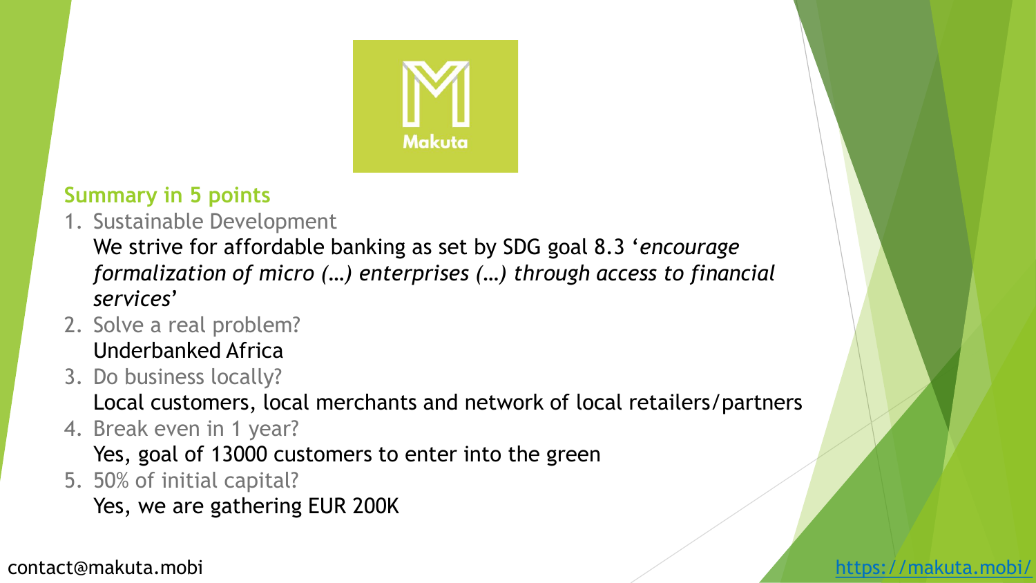Makuta

## Summary in 5 points

1. Sustainable Development
   We strive for affordable banking as set by SDG goal 8.3 '*encourage formalization of micro (…) enterprises (…) through access to financial services*'
2. Solve a real problem?
   Underbanked Africa
3. Do business locally?
   Local customers, local merchants and network of local retailers/partners
4. Break even in 1 year?
   Yes, goal of 13000 customers to enter into the green
5. 50% of initial capital?
   Yes, we are gathering EUR 200K

contact@makuta.mobi

https://makuta.mobi/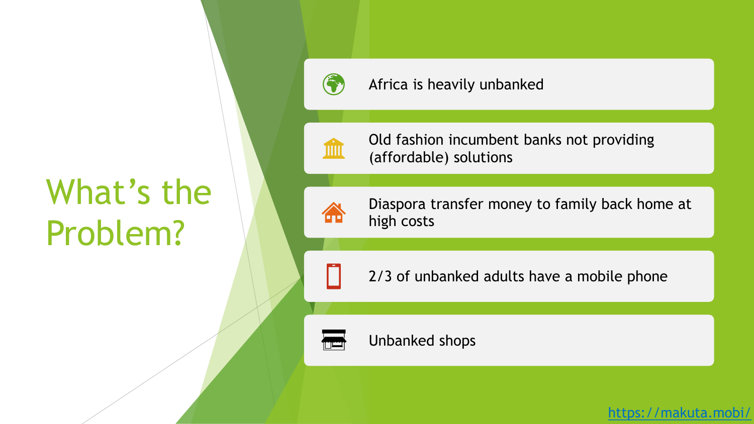# What's the Problem?

- Africa is heavily unbanked
- Old fashion incumbent banks not providing (affordable) solutions
- Diaspora transfer money to family back home at high costs
- 2/3 of unbanked adults have a mobile phone
- Unbanked shops

https://makuta.mobi/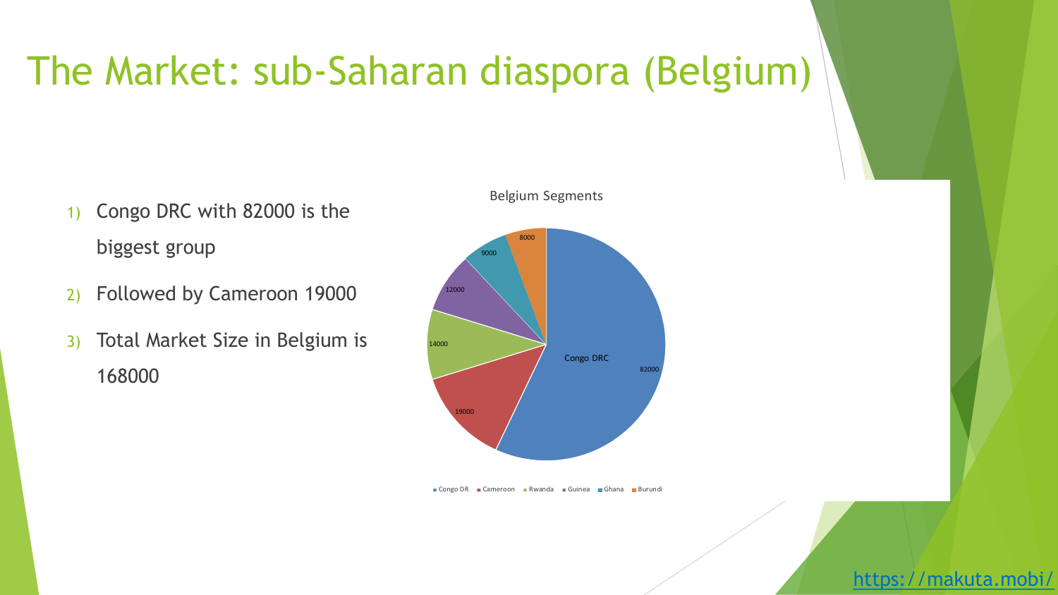# The Market: sub-Saharan diaspora (Belgium)

1) Congo DRC with 82000 is the biggest group
2) Followed by Cameroon 19000
3) Total Market Size in Belgium is 168000

Belgium Segments

| Segment | Value |
|---|---|
| Congo DR | 82000 |
| Cameroon | 19000 |
| Rwanda | 14000 |
| Guinea | 12000 |
| Ghana | 9000 |
| Burundi | 8000 |

https://makuta.mobi/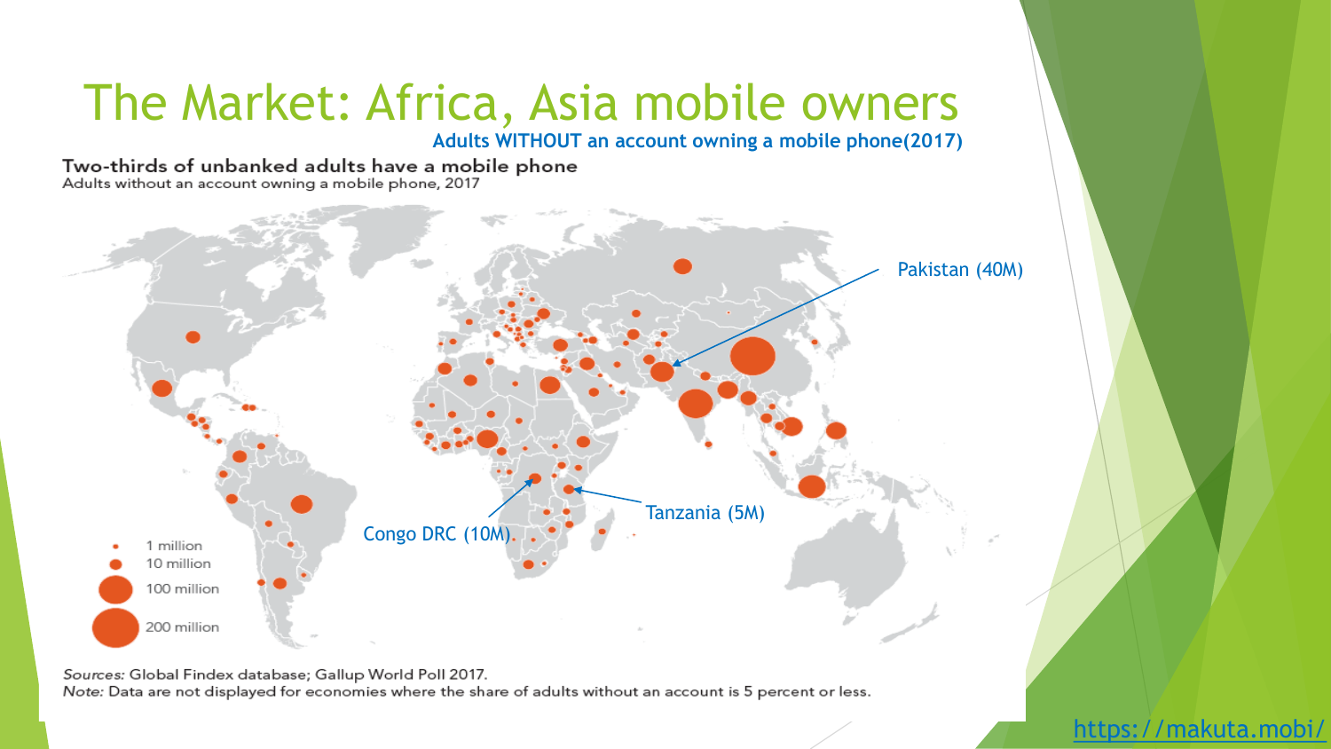# The Market: Africa, Asia mobile owners

**Adults WITHOUT an account owning a mobile phone(2017)**

**Two-thirds of unbanked adults have a mobile phone**
Adults without an account owning a mobile phone, 2017

Pakistan (40M)

Congo DRC (10M)

Tanzania (5M)

1 million
10 million
100 million
200 million

*Sources:* Global Findex database; Gallup World Poll 2017.
*Note:* Data are not displayed for economies where the share of adults without an account is 5 percent or less.

https://makuta.mobi/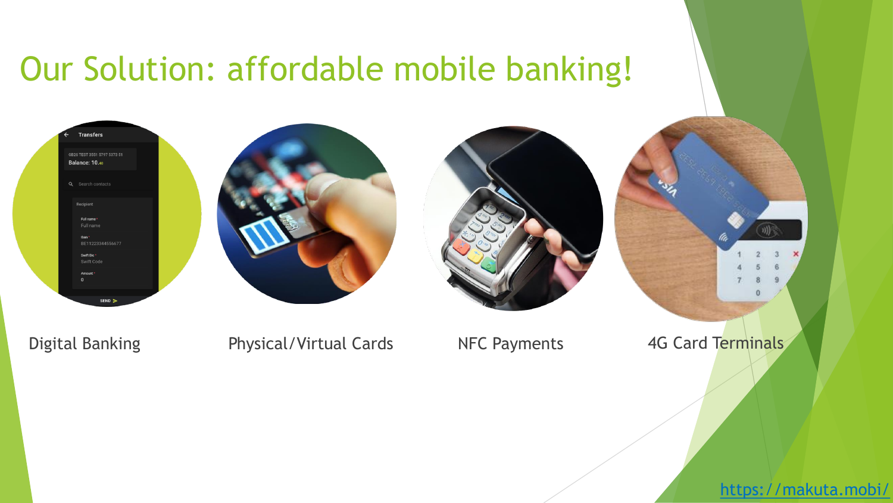# Our Solution: affordable mobile banking!

Digital Banking

Physical/Virtual Cards

NFC Payments

4G Card Terminals

https://makuta.mobi/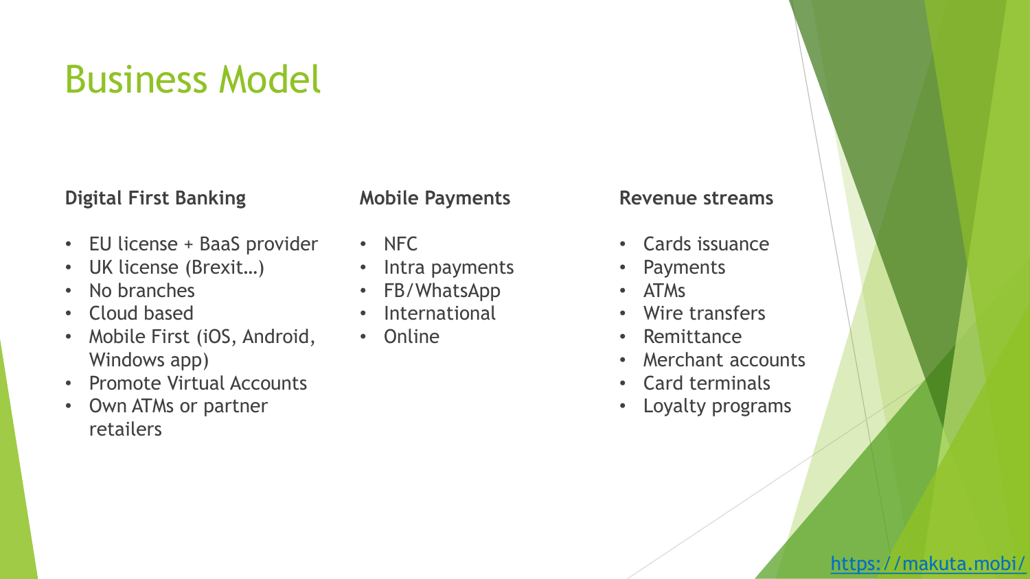# Business Model

**Digital First Banking**

- EU license + BaaS provider
- UK license (Brexit…)
- No branches
- Cloud based
- Mobile First (iOS, Android, Windows app)
- Promote Virtual Accounts
- Own ATMs or partner retailers

**Mobile Payments**

- NFC
- Intra payments
- FB/WhatsApp
- International
- Online

**Revenue streams**

- Cards issuance
- Payments
- ATMs
- Wire transfers
- Remittance
- Merchant accounts
- Card terminals
- Loyalty programs

https://makuta.mobi/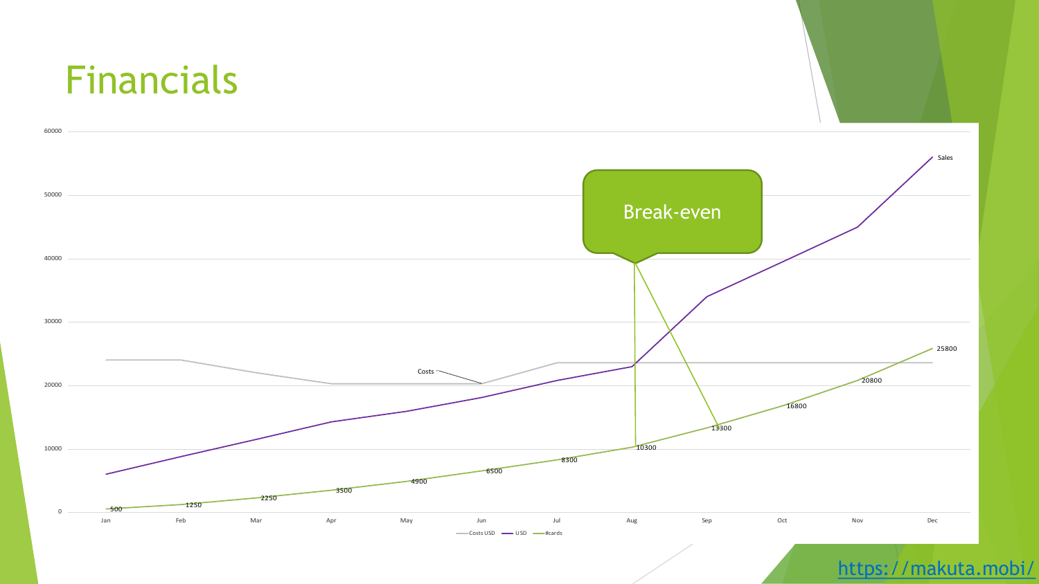# Financials

Break-even

Costs

Sales

| | Jan | Feb | Mar | Apr | May | Jun | Jul | Aug | Sep | Oct | Nov | Dec |
|---|---|---|---|---|---|---|---|---|---|---|---|---|
| #cards | 500 | 1250 | 2250 | 3500 | 4900 | 6500 | 8300 | 10300 | 13300 | 16800 | 20800 | 25800 |

Costs USD — USD — #cards

https://makuta.mobi/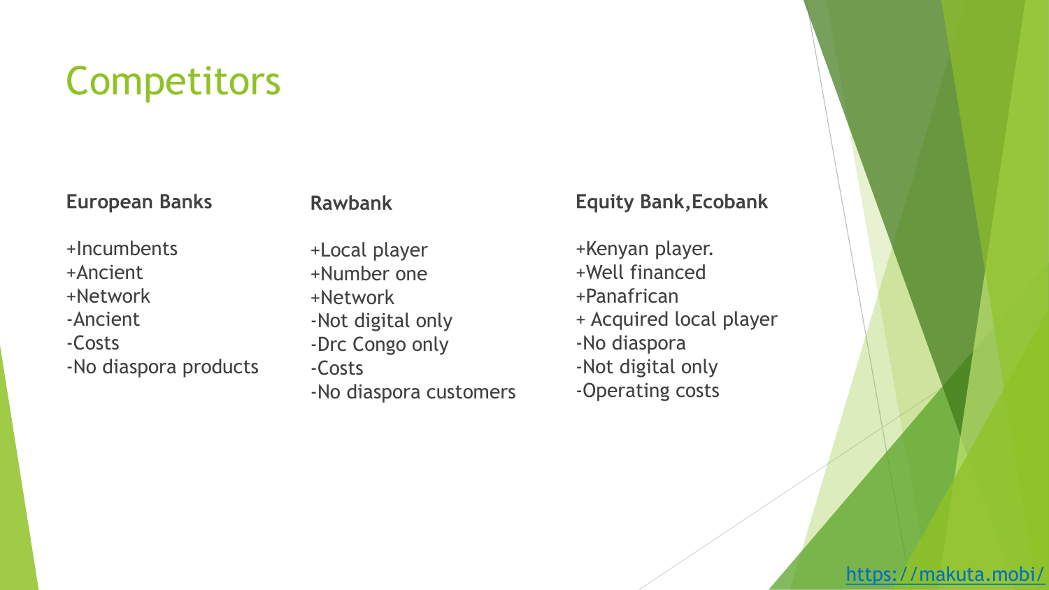# Competitors

**European Banks**

+Incumbents
+Ancient
+Network
-Ancient
-Costs
-No diaspora products

**Rawbank**

+Local player
+Number one
+Network
-Not digital only
-Drc Congo only
-Costs
-No diaspora customers

**Equity Bank,Ecobank**

+Kenyan player.
+Well financed
+Panafrican
+ Acquired local player
-No diaspora
-Not digital only
-Operating costs

https://makuta.mobi/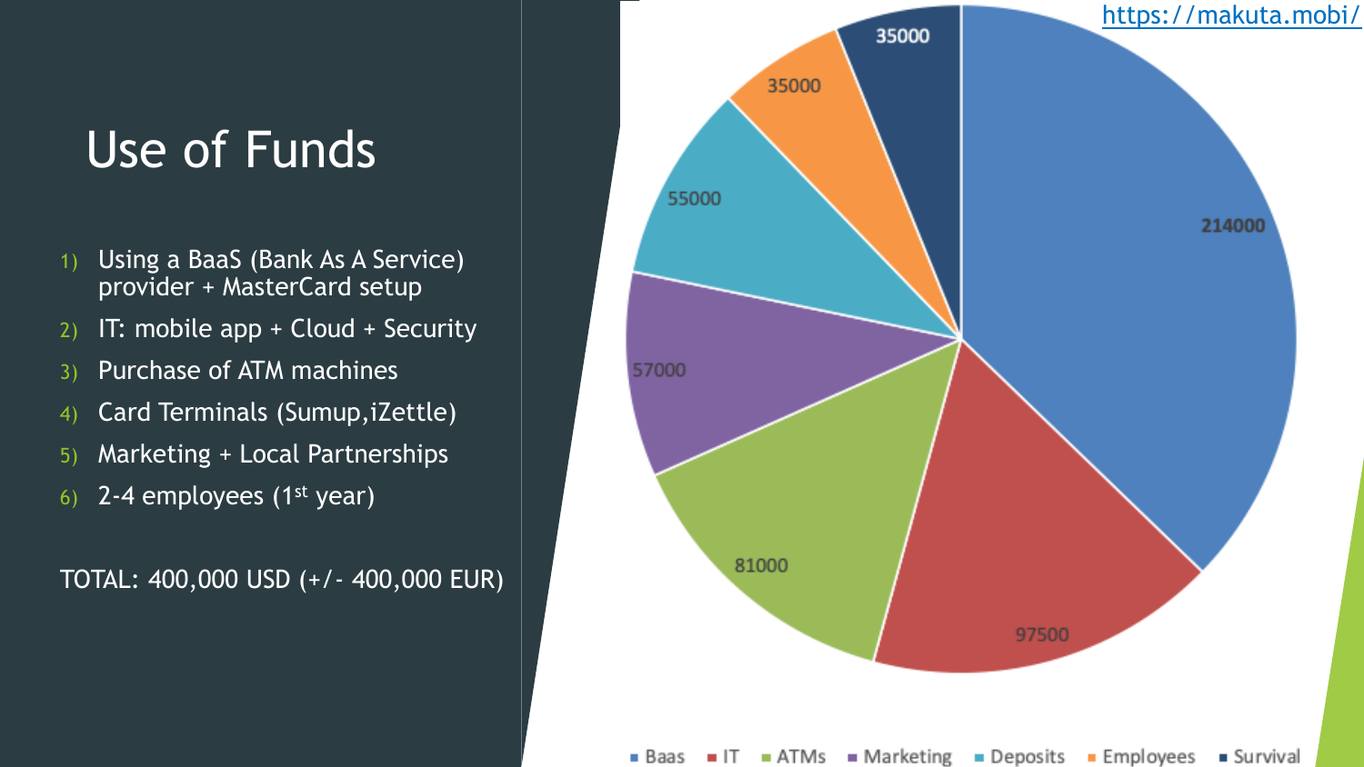https://makuta.mobi/

# Use of Funds

1) Using a BaaS (Bank As A Service) provider + MasterCard setup
2) IT: mobile app + Cloud + Security
3) Purchase of ATM machines
4) Card Terminals (Sumup,iZettle)
5) Marketing + Local Partnerships
6) 2-4 employees (1st year)

TOTAL: 400,000 USD (+/- 400,000 EUR)

| Category | Amount |
| --- | --- |
| Baas | 214000 |
| IT | 97500 |
| ATMs | 81000 |
| Marketing | 57000 |
| Deposits | 55000 |
| Employees | 35000 |
| Survival | 35000 |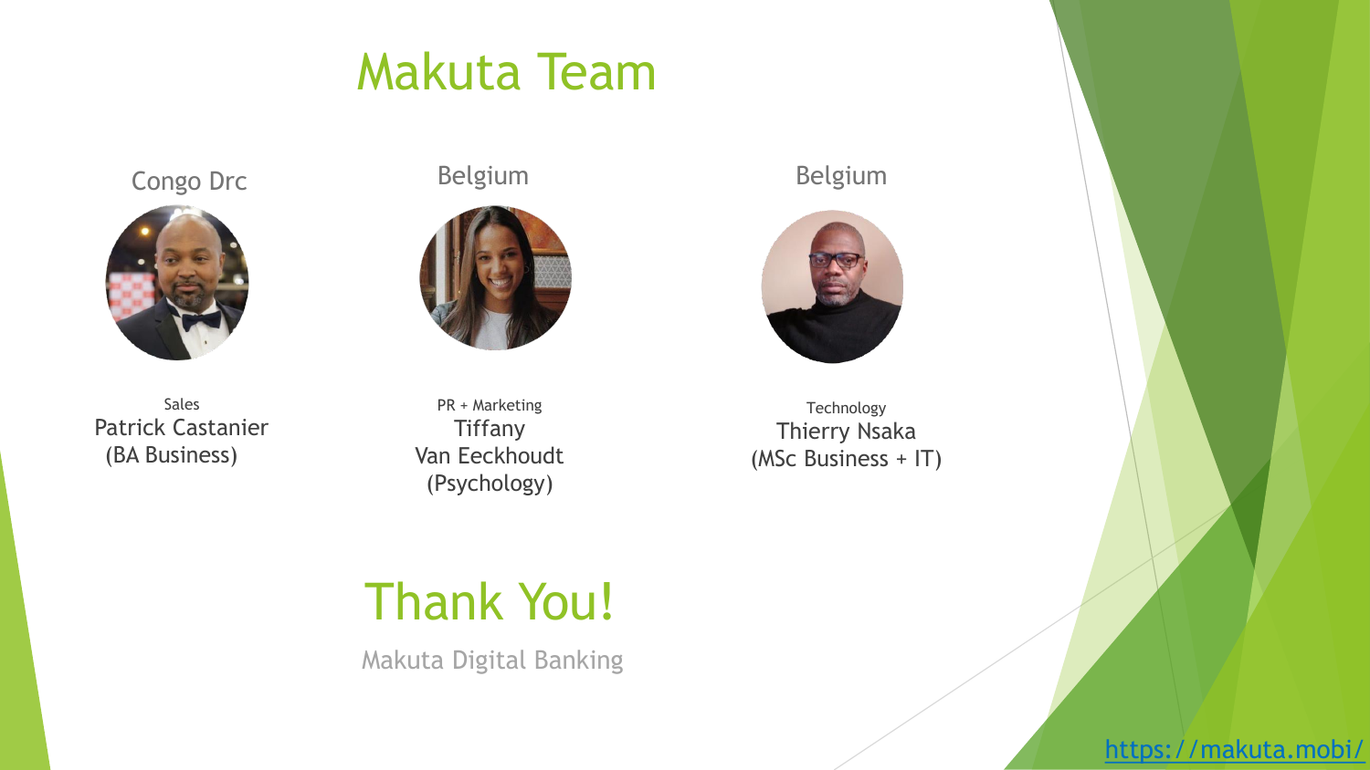# Makuta Team

Congo Drc

Sales
Patrick Castanier
(BA Business)

Belgium

PR + Marketing
Tiffany
Van Eeckhoudt
(Psychology)

Belgium

Technology
Thierry Nsaka
(MSc Business + IT)

# Thank You!

Makuta Digital Banking

https://makuta.mobi/